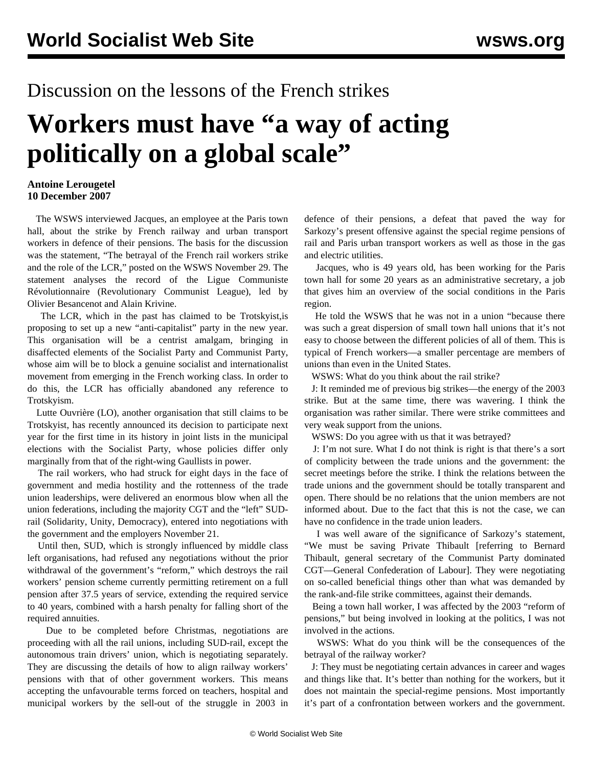Discussion on the lessons of the French strikes

# Workers must have "a way of acting politically on a global scale"

**Antoine Lerougetel**
**10 December 2007**

The WSWS interviewed Jacques, an employee at the Paris town hall, about the strike by French railway and urban transport workers in defence of their pensions. The basis for the discussion was the statement, "The betrayal of the French rail workers strike and the role of the LCR," posted on the WSWS November 29. The statement analyses the record of the Ligue Communiste Révolutionnaire (Revolutionary Communist League), led by Olivier Besancenot and Alain Krivine.

The LCR, which in the past has claimed to be Trotskyist,is proposing to set up a new "anti-capitalist" party in the new year. This organisation will be a centrist amalgam, bringing in disaffected elements of the Socialist Party and Communist Party, whose aim will be to block a genuine socialist and internationalist movement from emerging in the French working class. In order to do this, the LCR has officially abandoned any reference to Trotskyism.

Lutte Ouvrière (LO), another organisation that still claims to be Trotskyist, has recently announced its decision to participate next year for the first time in its history in joint lists in the municipal elections with the Socialist Party, whose policies differ only marginally from that of the right-wing Gaullists in power.

The rail workers, who had struck for eight days in the face of government and media hostility and the rottenness of the trade union leaderships, were delivered an enormous blow when all the union federations, including the majority CGT and the "left" SUD-rail (Solidarity, Unity, Democracy), entered into negotiations with the government and the employers November 21.

Until then, SUD, which is strongly influenced by middle class left organisations, had refused any negotiations without the prior withdrawal of the government's "reform," which destroys the rail workers' pension scheme currently permitting retirement on a full pension after 37.5 years of service, extending the required service to 40 years, combined with a harsh penalty for falling short of the required annuities.

Due to be completed before Christmas, negotiations are proceeding with all the rail unions, including SUD-rail, except the autonomous train drivers' union, which is negotiating separately. They are discussing the details of how to align railway workers' pensions with that of other government workers. This means accepting the unfavourable terms forced on teachers, hospital and municipal workers by the sell-out of the struggle in 2003 in defence of their pensions, a defeat that paved the way for Sarkozy's present offensive against the special regime pensions of rail and Paris urban transport workers as well as those in the gas and electric utilities.

Jacques, who is 49 years old, has been working for the Paris town hall for some 20 years as an administrative secretary, a job that gives him an overview of the social conditions in the Paris region.

He told the WSWS that he was not in a union "because there was such a great dispersion of small town hall unions that it's not easy to choose between the different policies of all of them. This is typical of French workers—a smaller percentage are members of unions than even in the United States.

WSWS: What do you think about the rail strike?

J: It reminded me of previous big strikes—the energy of the 2003 strike. But at the same time, there was wavering. I think the organisation was rather similar. There were strike committees and very weak support from the unions.

WSWS: Do you agree with us that it was betrayed?

J: I'm not sure. What I do not think is right is that there's a sort of complicity between the trade unions and the government: the secret meetings before the strike. I think the relations between the trade unions and the government should be totally transparent and open. There should be no relations that the union members are not informed about. Due to the fact that this is not the case, we can have no confidence in the trade union leaders.

I was well aware of the significance of Sarkozy's statement, "We must be saving Private Thibault [referring to Bernard Thibault, general secretary of the Communist Party dominated CGT—General Confederation of Labour]. They were negotiating on so-called beneficial things other than what was demanded by the rank-and-file strike committees, against their demands.

Being a town hall worker, I was affected by the 2003 "reform of pensions," but being involved in looking at the politics, I was not involved in the actions.

WSWS: What do you think will be the consequences of the betrayal of the railway worker?

J: They must be negotiating certain advances in career and wages and things like that. It's better than nothing for the workers, but it does not maintain the special-regime pensions. Most importantly it's part of a confrontation between workers and the government.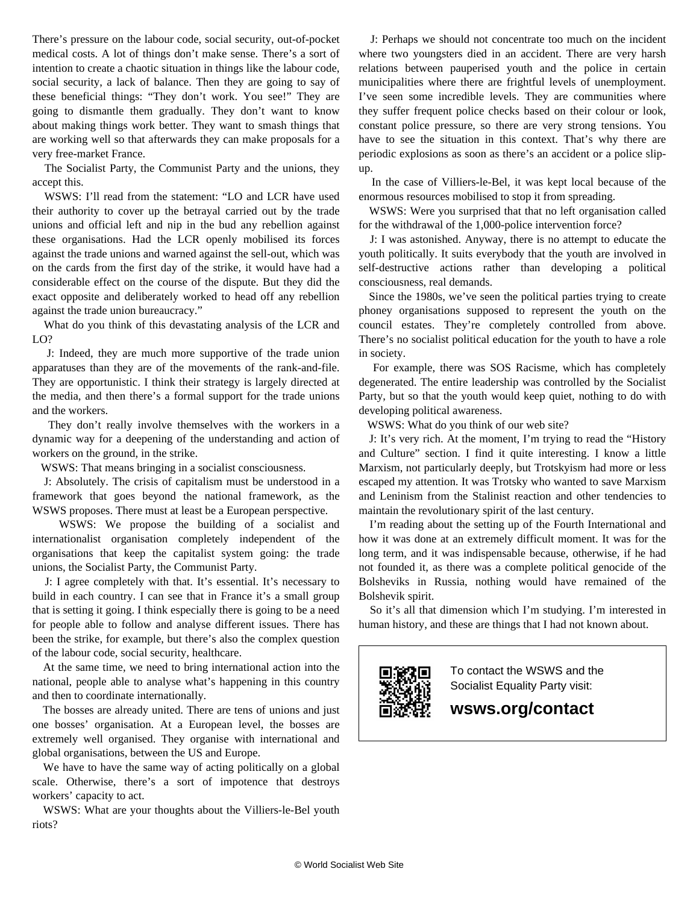There's pressure on the labour code, social security, out-of-pocket medical costs. A lot of things don't make sense. There's a sort of intention to create a chaotic situation in things like the labour code, social security, a lack of balance. Then they are going to say of these beneficial things: "They don't work. You see!" They are going to dismantle them gradually. They don't want to know about making things work better. They want to smash things that are working well so that afterwards they can make proposals for a very free-market France.

The Socialist Party, the Communist Party and the unions, they accept this.

WSWS: I'll read from the statement: "LO and LCR have used their authority to cover up the betrayal carried out by the trade unions and official left and nip in the bud any rebellion against these organisations. Had the LCR openly mobilised its forces against the trade unions and warned against the sell-out, which was on the cards from the first day of the strike, it would have had a considerable effect on the course of the dispute. But they did the exact opposite and deliberately worked to head off any rebellion against the trade union bureaucracy."

What do you think of this devastating analysis of the LCR and LO?

J: Indeed, they are much more supportive of the trade union apparatuses than they are of the movements of the rank-and-file. They are opportunistic. I think their strategy is largely directed at the media, and then there's a formal support for the trade unions and the workers.

They don't really involve themselves with the workers in a dynamic way for a deepening of the understanding and action of workers on the ground, in the strike.

WSWS: That means bringing in a socialist consciousness.

J: Absolutely. The crisis of capitalism must be understood in a framework that goes beyond the national framework, as the WSWS proposes. There must at least be a European perspective.

WSWS: We propose the building of a socialist and internationalist organisation completely independent of the organisations that keep the capitalist system going: the trade unions, the Socialist Party, the Communist Party.

J: I agree completely with that. It's essential. It's necessary to build in each country. I can see that in France it's a small group that is setting it going. I think especially there is going to be a need for people able to follow and analyse different issues. There has been the strike, for example, but there's also the complex question of the labour code, social security, healthcare.

At the same time, we need to bring international action into the national, people able to analyse what's happening in this country and then to coordinate internationally.

The bosses are already united. There are tens of unions and just one bosses' organisation. At a European level, the bosses are extremely well organised. They organise with international and global organisations, between the US and Europe.

We have to have the same way of acting politically on a global scale. Otherwise, there's a sort of impotence that destroys workers' capacity to act.

WSWS: What are your thoughts about the Villiers-le-Bel youth riots?

J: Perhaps we should not concentrate too much on the incident where two youngsters died in an accident. There are very harsh relations between pauperised youth and the police in certain municipalities where there are frightful levels of unemployment. I've seen some incredible levels. They are communities where they suffer frequent police checks based on their colour or look, constant police pressure, so there are very strong tensions. You have to see the situation in this context. That's why there are periodic explosions as soon as there's an accident or a police slip-up.

In the case of Villiers-le-Bel, it was kept local because of the enormous resources mobilised to stop it from spreading.

WSWS: Were you surprised that that no left organisation called for the withdrawal of the 1,000-police intervention force?

J: I was astonished. Anyway, there is no attempt to educate the youth politically. It suits everybody that the youth are involved in self-destructive actions rather than developing a political consciousness, real demands.

Since the 1980s, we've seen the political parties trying to create phoney organisations supposed to represent the youth on the council estates. They're completely controlled from above. There's no socialist political education for the youth to have a role in society.

For example, there was SOS Racisme, which has completely degenerated. The entire leadership was controlled by the Socialist Party, but so that the youth would keep quiet, nothing to do with developing political awareness.

WSWS: What do you think of our web site?

J: It's very rich. At the moment, I'm trying to read the "History and Culture" section. I find it quite interesting. I know a little Marxism, not particularly deeply, but Trotskyism had more or less escaped my attention. It was Trotsky who wanted to save Marxism and Leninism from the Stalinist reaction and other tendencies to maintain the revolutionary spirit of the last century.

I'm reading about the setting up of the Fourth International and how it was done at an extremely difficult moment. It was for the long term, and it was indispensable because, otherwise, if he had not founded it, as there was a complete political genocide of the Bolsheviks in Russia, nothing would have remained of the Bolshevik spirit.

So it's all that dimension which I'm studying. I'm interested in human history, and these are things that I had not known about.

To contact the WSWS and the Socialist Equality Party visit:

**wsws.org/contact**